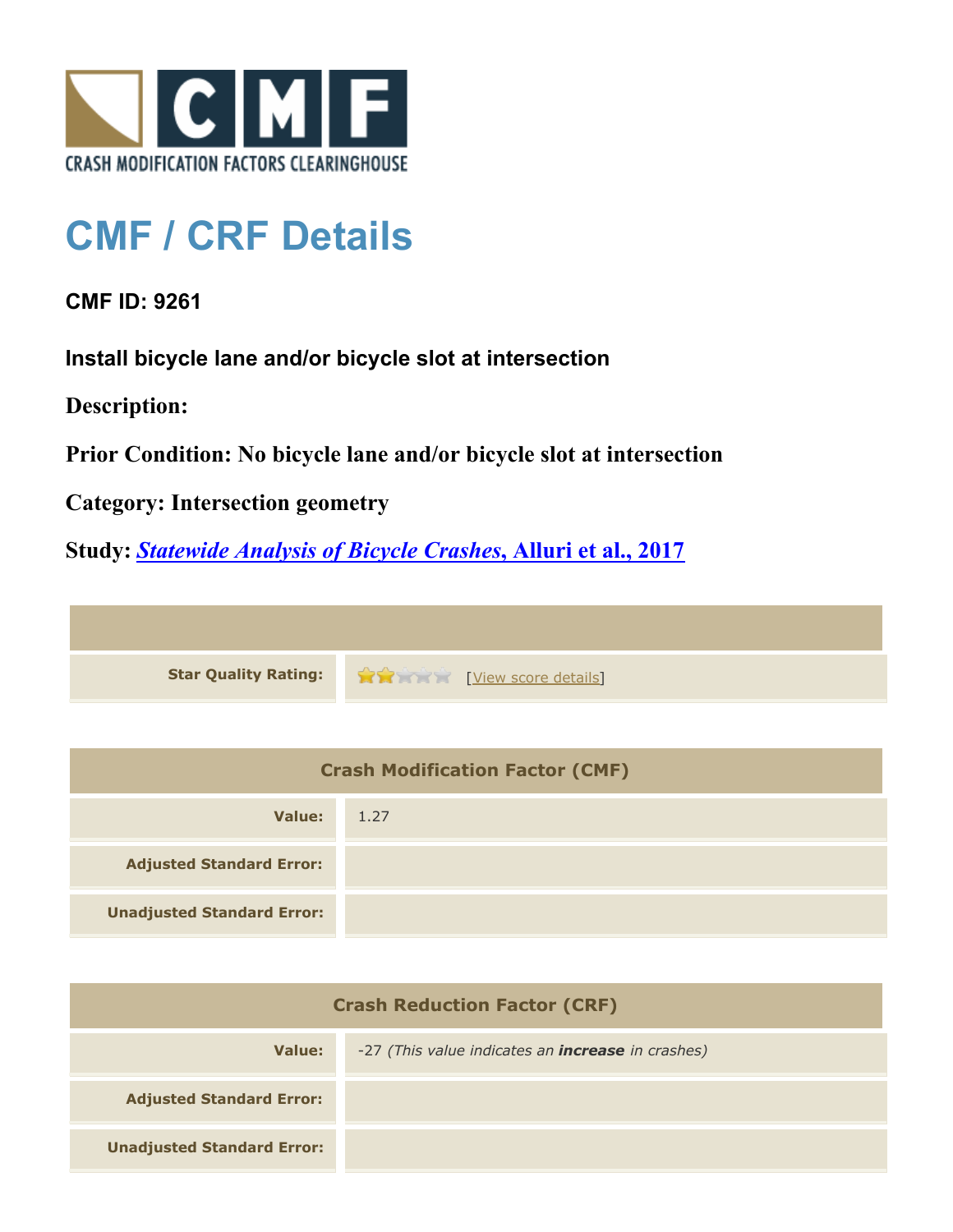CRASH MODIFICATION FACTORS CLEARINGHOUSE

# CMF / CRF Details

## CMF ID: 9261

### Install bicycle lane and/or bicycle slot at intersection

**Description:**

**Prior Condition: No bicycle lane and/or bicycle slot at intersection**

**Category: Intersection geometry**

**Study: *Statewide Analysis of Bicycle Crashes*, Alluri et al., 2017**

| | |
|---|---|
| **Star Quality Rating:** | ★★☆☆☆ [View score details] |

| Crash Modification Factor (CMF) | |
|---|---|
| **Value:** | 1.27 |
| **Adjusted Standard Error:** | |
| **Unadjusted Standard Error:** | |

| Crash Reduction Factor (CRF) | |
|---|---|
| **Value:** | -27 *(This value indicates an **increase** in crashes)* |
| **Adjusted Standard Error:** | |
| **Unadjusted Standard Error:** | |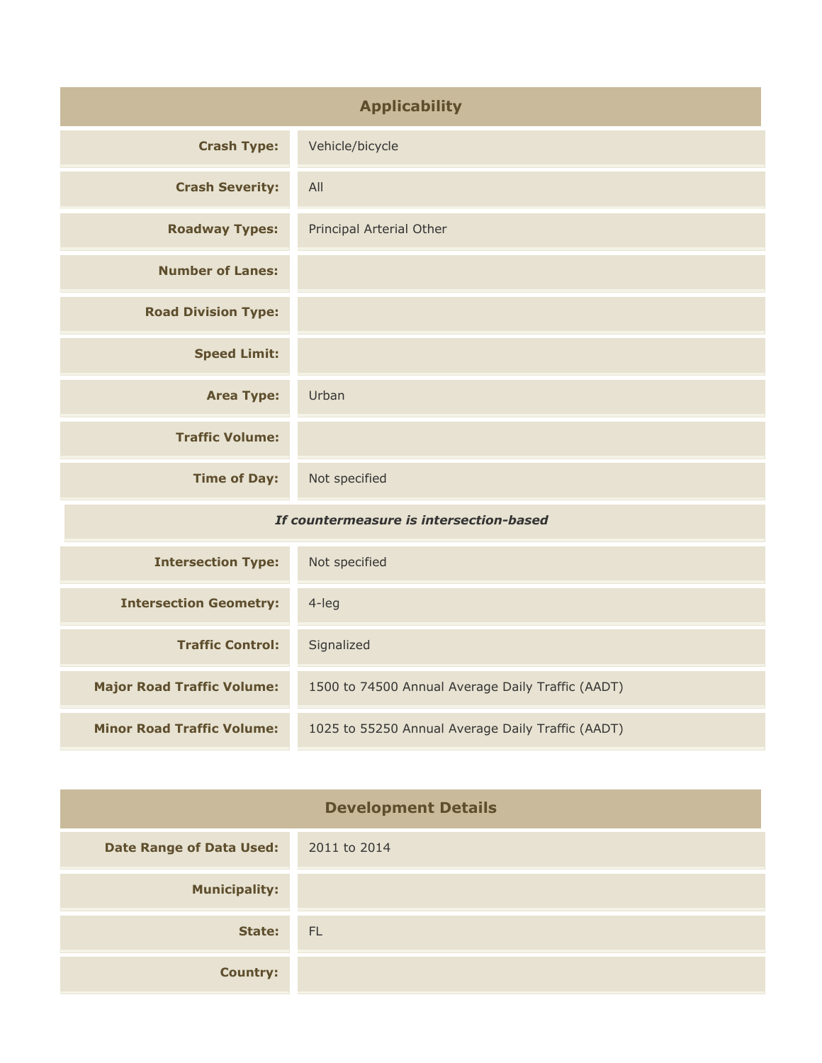| Applicability | |
|---|---|
| **Crash Type:** | Vehicle/bicycle |
| **Crash Severity:** | All |
| **Roadway Types:** | Principal Arterial Other |
| **Number of Lanes:** | |
| **Road Division Type:** | |
| **Speed Limit:** | |
| **Area Type:** | Urban |
| **Traffic Volume:** | |
| **Time of Day:** | Not specified |
| ***If countermeasure is intersection-based*** | |
| **Intersection Type:** | Not specified |
| **Intersection Geometry:** | 4-leg |
| **Traffic Control:** | Signalized |
| **Major Road Traffic Volume:** | 1500 to 74500 Annual Average Daily Traffic (AADT) |
| **Minor Road Traffic Volume:** | 1025 to 55250 Annual Average Daily Traffic (AADT) |

| Development Details | |
|---|---|
| **Date Range of Data Used:** | 2011 to 2014 |
| **Municipality:** | |
| **State:** | FL |
| **Country:** | |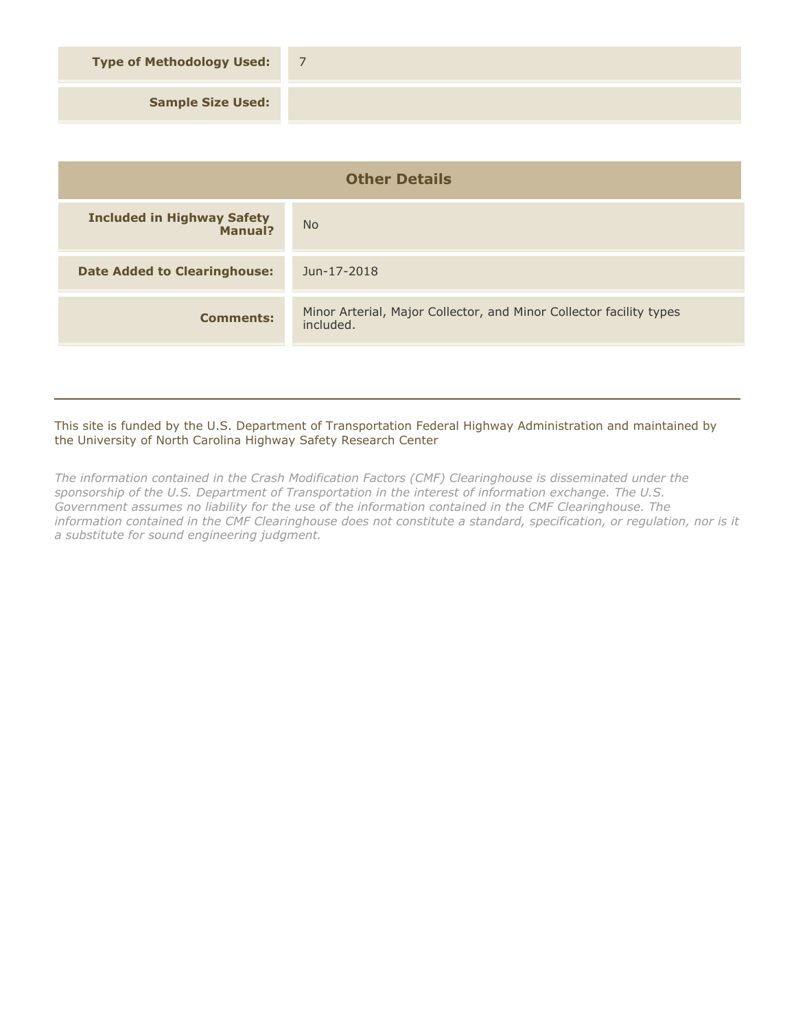| | |
|---|---|
| **Type of Methodology Used:** | 7 |
| **Sample Size Used:** | |

## Other Details

| | |
|---|---|
| **Included in Highway Safety Manual?** | No |
| **Date Added to Clearinghouse:** | Jun-17-2018 |
| **Comments:** | Minor Arterial, Major Collector, and Minor Collector facility types included. |

---

This site is funded by the U.S. Department of Transportation Federal Highway Administration and maintained by the University of North Carolina Highway Safety Research Center

*The information contained in the Crash Modification Factors (CMF) Clearinghouse is disseminated under the sponsorship of the U.S. Department of Transportation in the interest of information exchange. The U.S. Government assumes no liability for the use of the information contained in the CMF Clearinghouse. The information contained in the CMF Clearinghouse does not constitute a standard, specification, or regulation, nor is it a substitute for sound engineering judgment.*